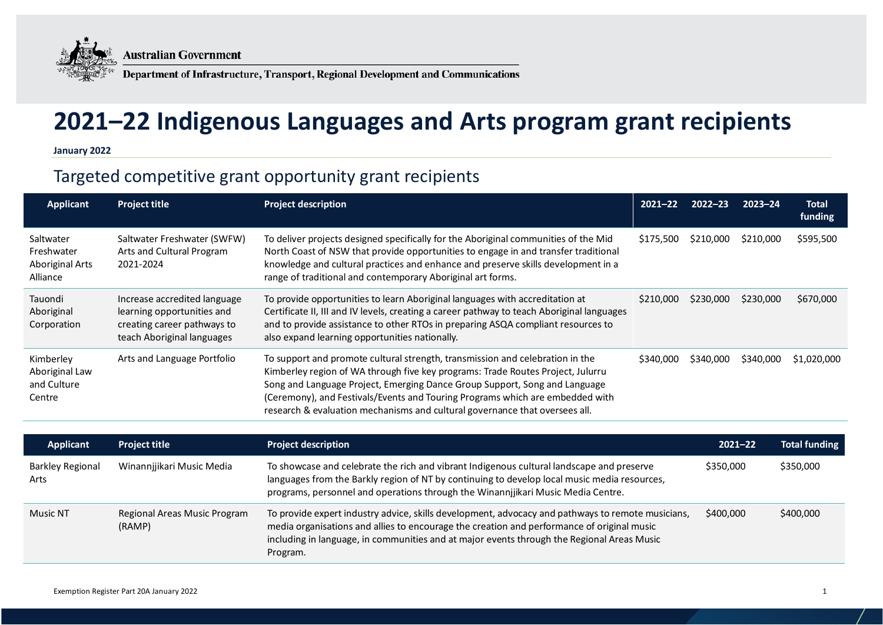Australian Government

Department of Infrastructure, Transport, Regional Development and Communications

# 2021–22 Indigenous Languages and Arts program grant recipients

**January 2022**

## Targeted competitive grant opportunity grant recipients

| Applicant | Project title | Project description | 2021–22 | 2022–23 | 2023–24 | Total funding |
|---|---|---|---|---|---|---|
| Saltwater Freshwater Aboriginal Arts Alliance | Saltwater Freshwater (SWFW) Arts and Cultural Program 2021-2024 | To deliver projects designed specifically for the Aboriginal communities of the Mid North Coast of NSW that provide opportunities to engage in and transfer traditional knowledge and cultural practices and enhance and preserve skills development in a range of traditional and contemporary Aboriginal art forms. | $175,500 | $210,000 | $210,000 | $595,500 |
| Tauondi Aboriginal Corporation | Increase accredited language learning opportunities and creating career pathways to teach Aboriginal languages | To provide opportunities to learn Aboriginal languages with accreditation at Certificate II, III and IV levels, creating a career pathway to teach Aboriginal languages and to provide assistance to other RTOs in preparing ASQA compliant resources to also expand learning opportunities nationally. | $210,000 | $230,000 | $230,000 | $670,000 |
| Kimberley Aboriginal Law and Culture Centre | Arts and Language Portfolio | To support and promote cultural strength, transmission and celebration in the Kimberley region of WA through five key programs: Trade Routes Project, Julurru Song and Language Project, Emerging Dance Group Support, Song and Language (Ceremony), and Festivals/Events and Touring Programs which are embedded with research & evaluation mechanisms and cultural governance that oversees all. | $340,000 | $340,000 | $340,000 | $1,020,000 |

| Applicant | Project title | Project description | 2021–22 | Total funding |
|---|---|---|---|---|
| Barkley Regional Arts | Winannjjikari Music Media | To showcase and celebrate the rich and vibrant Indigenous cultural landscape and preserve languages from the Barkly region of NT by continuing to develop local music media resources, programs, personnel and operations through the Winannjjikari Music Media Centre. | $350,000 | $350,000 |
| Music NT | Regional Areas Music Program (RAMP) | To provide expert industry advice, skills development, advocacy and pathways to remote musicians, media organisations and allies to encourage the creation and performance of original music including in language, in communities and at major events through the Regional Areas Music Program. | $400,000 | $400,000 |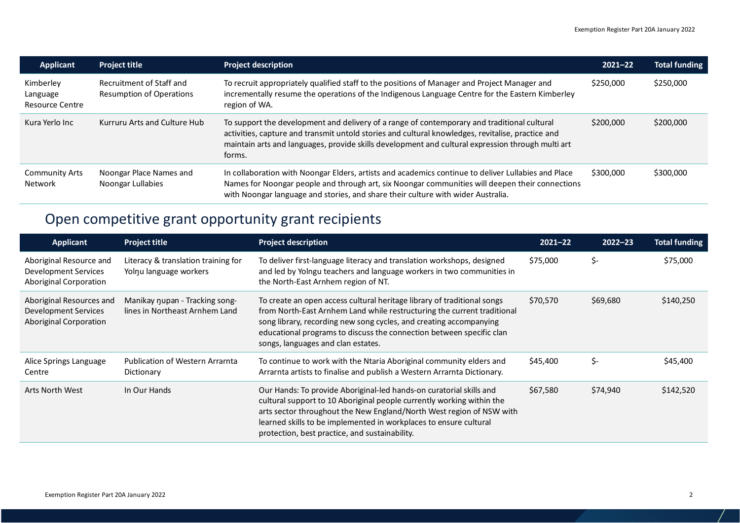| Applicant | Project title | Project description | 2021–22 | Total funding |
|---|---|---|---|---|
| Kimberley Language Resource Centre | Recruitment of Staff and Resumption of Operations | To recruit appropriately qualified staff to the positions of Manager and Project Manager and incrementally resume the operations of the Indigenous Language Centre for the Eastern Kimberley region of WA. | $250,000 | $250,000 |
| Kura Yerlo Inc | Kurruru Arts and Culture Hub | To support the development and delivery of a range of contemporary and traditional cultural activities, capture and transmit untold stories and cultural knowledges, revitalise, practice and maintain arts and languages, provide skills development and cultural expression through multi art forms. | $200,000 | $200,000 |
| Community Arts Network | Noongar Place Names and Noongar Lullabies | In collaboration with Noongar Elders, artists and academics continue to deliver Lullabies and Place Names for Noongar people and through art, six Noongar communities will deepen their connections with Noongar language and stories, and share their culture with wider Australia. | $300,000 | $300,000 |

## Open competitive grant opportunity grant recipients

| Applicant | Project title | Project description | 2021–22 | 2022–23 | Total funding |
|---|---|---|---|---|---|
| Aboriginal Resource and Development Services Aboriginal Corporation | Literacy & translation training for Yolŋu language workers | To deliver first-language literacy and translation workshops, designed and led by Yolngu teachers and language workers in two communities in the North-East Arnhem region of NT. | $75,000 | $- | $75,000 |
| Aboriginal Resources and Development Services Aboriginal Corporation | Manikay ŋupan - Tracking song-lines in Northeast Arnhem Land | To create an open access cultural heritage library of traditional songs from North-East Arnhem Land while restructuring the current traditional song library, recording new song cycles, and creating accompanying educational programs to discuss the connection between specific clan songs, languages and clan estates. | $70,570 | $69,680 | $140,250 |
| Alice Springs Language Centre | Publication of Western Arrarnta Dictionary | To continue to work with the Ntaria Aboriginal community elders and Arrarnta artists to finalise and publish a Western Arrarnta Dictionary. | $45,400 | $- | $45,400 |
| Arts North West | In Our Hands | Our Hands: To provide Aboriginal-led hands-on curatorial skills and cultural support to 10 Aboriginal people currently working within the arts sector throughout the New England/North West region of NSW with learned skills to be implemented in workplaces to ensure cultural protection, best practice, and sustainability. | $67,580 | $74,940 | $142,520 |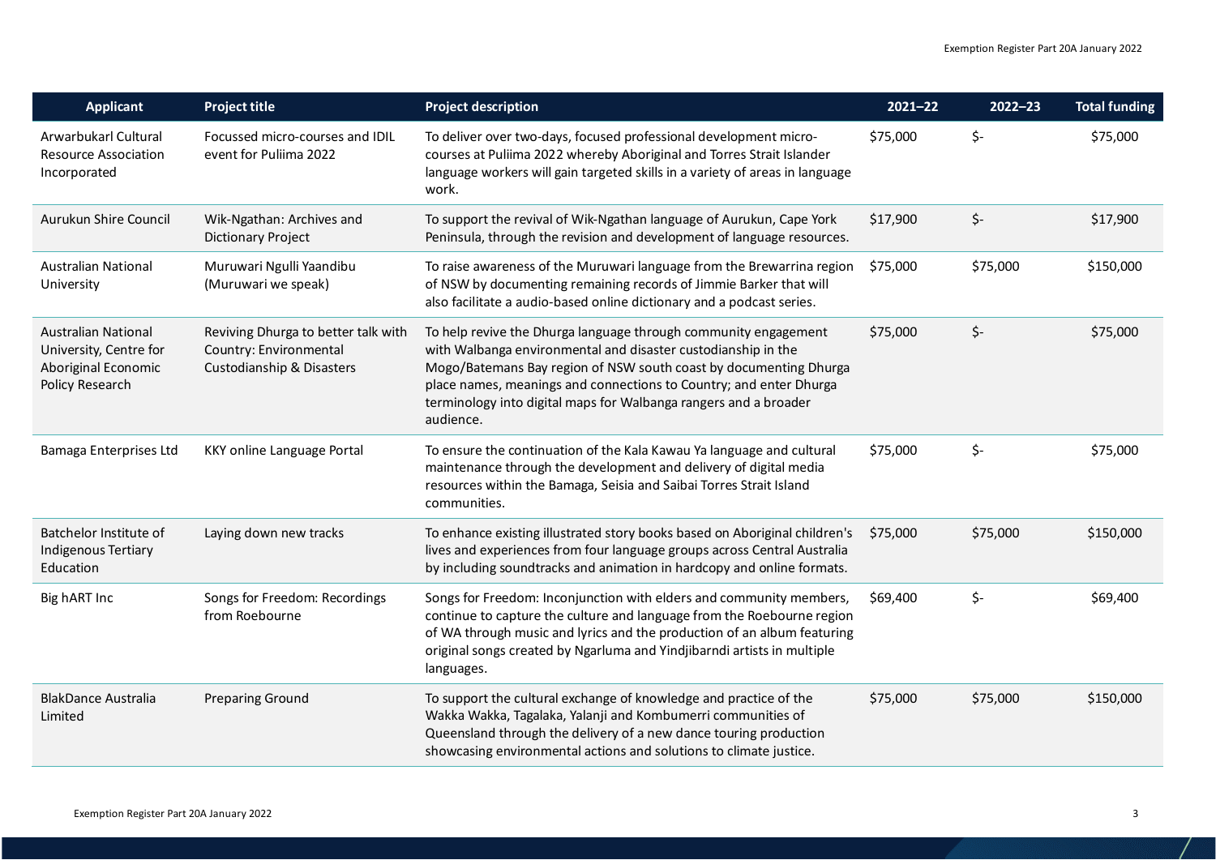| Applicant | Project title | Project description | 2021–22 | 2022–23 | Total funding |
|---|---|---|---|---|---|
| Arwarbukarl Cultural Resource Association Incorporated | Focussed micro-courses and IDIL event for Puliima 2022 | To deliver over two-days, focused professional development micro-courses at Puliima 2022 whereby Aboriginal and Torres Strait Islander language workers will gain targeted skills in a variety of areas in language work. | $75,000 | $- | $75,000 |
| Aurukun Shire Council | Wik-Ngathan: Archives and Dictionary Project | To support the revival of Wik-Ngathan language of Aurukun, Cape York Peninsula, through the revision and development of language resources. | $17,900 | $- | $17,900 |
| Australian National University | Muruwari Ngulli Yaandibu (Muruwari we speak) | To raise awareness of the Muruwari language from the Brewarrina region of NSW by documenting remaining records of Jimmie Barker that will also facilitate a audio-based online dictionary and a podcast series. | $75,000 | $75,000 | $150,000 |
| Australian National University, Centre for Aboriginal Economic Policy Research | Reviving Dhurga to better talk with Country: Environmental Custodianship & Disasters | To help revive the Dhurga language through community engagement with Walbanga environmental and disaster custodianship in the Mogo/Batemans Bay region of NSW south coast by documenting Dhurga place names, meanings and connections to Country; and enter Dhurga terminology into digital maps for Walbanga rangers and a broader audience. | $75,000 | $- | $75,000 |
| Bamaga Enterprises Ltd | KKY online Language Portal | To ensure the continuation of the Kala Kawau Ya language and cultural maintenance through the development and delivery of digital media resources within the Bamaga, Seisia and Saibai Torres Strait Island communities. | $75,000 | $- | $75,000 |
| Batchelor Institute of Indigenous Tertiary Education | Laying down new tracks | To enhance existing illustrated story books based on Aboriginal children's lives and experiences from four language groups across Central Australia by including soundtracks and animation in hardcopy and online formats. | $75,000 | $75,000 | $150,000 |
| Big hART Inc | Songs for Freedom: Recordings from Roebourne | Songs for Freedom: Inconjunction with elders and community members, continue to capture the culture and language from the Roebourne region of WA through music and lyrics and the production of an album featuring original songs created by Ngarluma and Yindjibarndi artists in multiple languages. | $69,400 | $- | $69,400 |
| BlakDance Australia Limited | Preparing Ground | To support the cultural exchange of knowledge and practice of the Wakka Wakka, Tagalaka, Yalanji and Kombumerri communities of Queensland through the delivery of a new dance touring production showcasing environmental actions and solutions to climate justice. | $75,000 | $75,000 | $150,000 |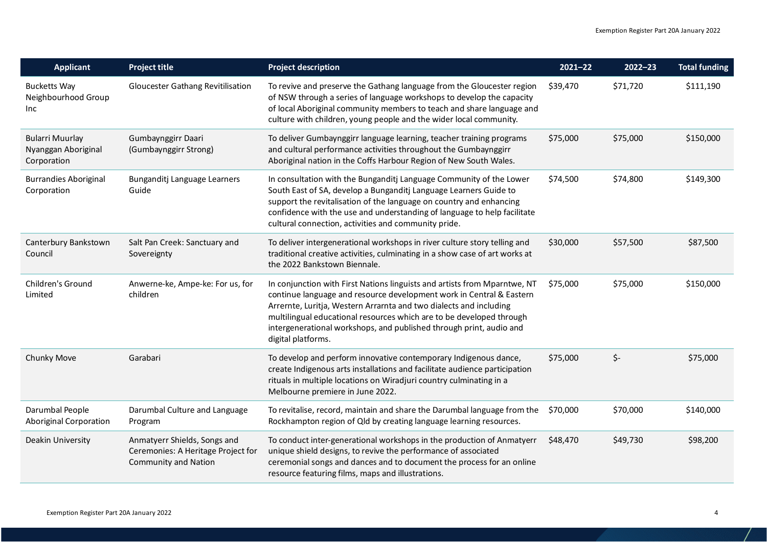| Applicant | Project title | Project description | 2021–22 | 2022–23 | Total funding |
|---|---|---|---|---|---|
| Bucketts Way Neighbourhood Group Inc | Gloucester Gathang Revitilisation | To revive and preserve the Gathang language from the Gloucester region of NSW through a series of language workshops to develop the capacity of local Aboriginal community members to teach and share language and culture with children, young people and the wider local community. | $39,470 | $71,720 | $111,190 |
| Bularri Muurlay Nyanggan Aboriginal Corporation | Gumbaynggirr Daari (Gumbaynggirr Strong) | To deliver Gumbaynggirr language learning, teacher training programs and cultural performance activities throughout the Gumbaynggirr Aboriginal nation in the Coffs Harbour Region of New South Wales. | $75,000 | $75,000 | $150,000 |
| Burrandies Aboriginal Corporation | Bunganditj Language Learners Guide | In consultation with the Bunganditj Language Community of the Lower South East of SA, develop a Bunganditj Language Learners Guide to support the revitalisation of the language on country and enhancing confidence with the use and understanding of language to help facilitate cultural connection, activities and community pride. | $74,500 | $74,800 | $149,300 |
| Canterbury Bankstown Council | Salt Pan Creek: Sanctuary and Sovereignty | To deliver intergenerational workshops in river culture story telling and traditional creative activities, culminating in a show case of art works at the 2022 Bankstown Biennale. | $30,000 | $57,500 | $87,500 |
| Children's Ground Limited | Anwerne-ke, Ampe-ke: For us, for children | In conjunction with First Nations linguists and artists from Mparntwe, NT continue language and resource development work in Central & Eastern Arrernte, Luritja, Western Arrarnta and two dialects and including multilingual educational resources which are to be developed through intergenerational workshops, and published through print, audio and digital platforms. | $75,000 | $75,000 | $150,000 |
| Chunky Move | Garabari | To develop and perform innovative contemporary Indigenous dance, create Indigenous arts installations and facilitate audience participation rituals in multiple locations on Wiradjuri country culminating in a Melbourne premiere in June 2022. | $75,000 | $- | $75,000 |
| Darumbal People Aboriginal Corporation | Darumbal Culture and Language Program | To revitalise, record, maintain and share the Darumbal language from the Rockhampton region of Qld by creating language learning resources. | $70,000 | $70,000 | $140,000 |
| Deakin University | Anmatyerr Shields, Songs and Ceremonies: A Heritage Project for Community and Nation | To conduct inter-generational workshops in the production of Anmatyerr unique shield designs, to revive the performance of associated ceremonial songs and dances and to document the process for an online resource featuring films, maps and illustrations. | $48,470 | $49,730 | $98,200 |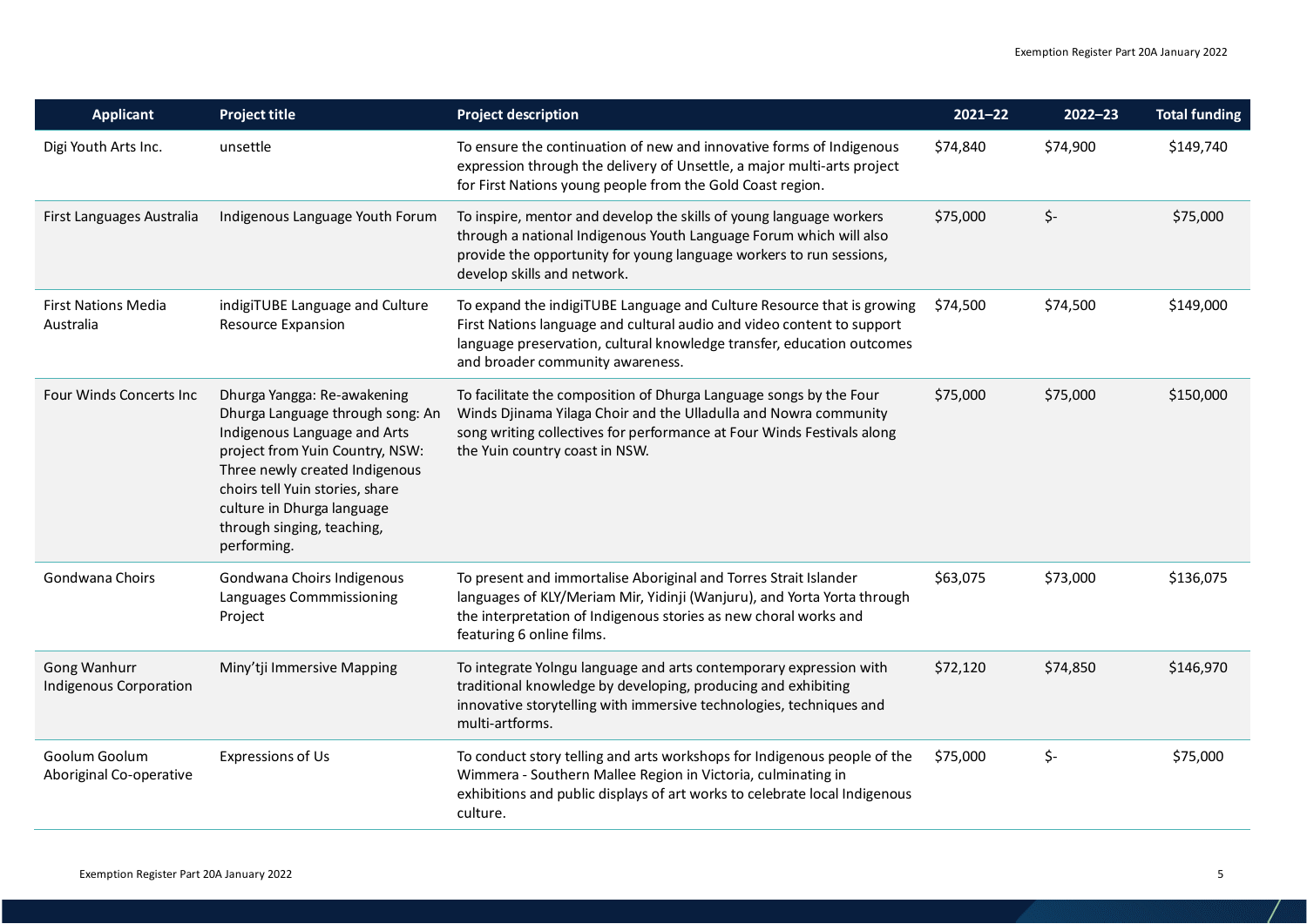| Applicant | Project title | Project description | 2021–22 | 2022–23 | Total funding |
|---|---|---|---|---|---|
| Digi Youth Arts Inc. | unsettle | To ensure the continuation of new and innovative forms of Indigenous expression through the delivery of Unsettle, a major multi-arts project for First Nations young people from the Gold Coast region. | $74,840 | $74,900 | $149,740 |
| First Languages Australia | Indigenous Language Youth Forum | To inspire, mentor and develop the skills of young language workers through a national Indigenous Youth Language Forum which will also provide the opportunity for young language workers to run sessions, develop skills and network. | $75,000 | $- | $75,000 |
| First Nations Media Australia | indigiTUBE Language and Culture Resource Expansion | To expand the indigiTUBE Language and Culture Resource that is growing First Nations language and cultural audio and video content to support language preservation, cultural knowledge transfer, education outcomes and broader community awareness. | $74,500 | $74,500 | $149,000 |
| Four Winds Concerts Inc | Dhurga Yangga: Re-awakening Dhurga Language through song: An Indigenous Language and Arts project from Yuin Country, NSW: Three newly created Indigenous choirs tell Yuin stories, share culture in Dhurga language through singing, teaching, performing. | To facilitate the composition of Dhurga Language songs by the Four Winds Djinama Yilaga Choir and the Ulladulla and Nowra community song writing collectives for performance at Four Winds Festivals along the Yuin country coast in NSW. | $75,000 | $75,000 | $150,000 |
| Gondwana Choirs | Gondwana Choirs Indigenous Languages Commmissioning Project | To present and immortalise Aboriginal and Torres Strait Islander languages of KLY/Meriam Mir, Yidinji (Wanjuru), and Yorta Yorta through the interpretation of Indigenous stories as new choral works and featuring 6 online films. | $63,075 | $73,000 | $136,075 |
| Gong Wanhurr Indigenous Corporation | Miny'tji Immersive Mapping | To integrate Yolngu language and arts contemporary expression with traditional knowledge by developing, producing and exhibiting innovative storytelling with immersive technologies, techniques and multi-artforms. | $72,120 | $74,850 | $146,970 |
| Goolum Goolum Aboriginal Co-operative | Expressions of Us | To conduct story telling and arts workshops for Indigenous people of the Wimmera - Southern Mallee Region in Victoria, culminating in exhibitions and public displays of art works to celebrate local Indigenous culture. | $75,000 | $- | $75,000 |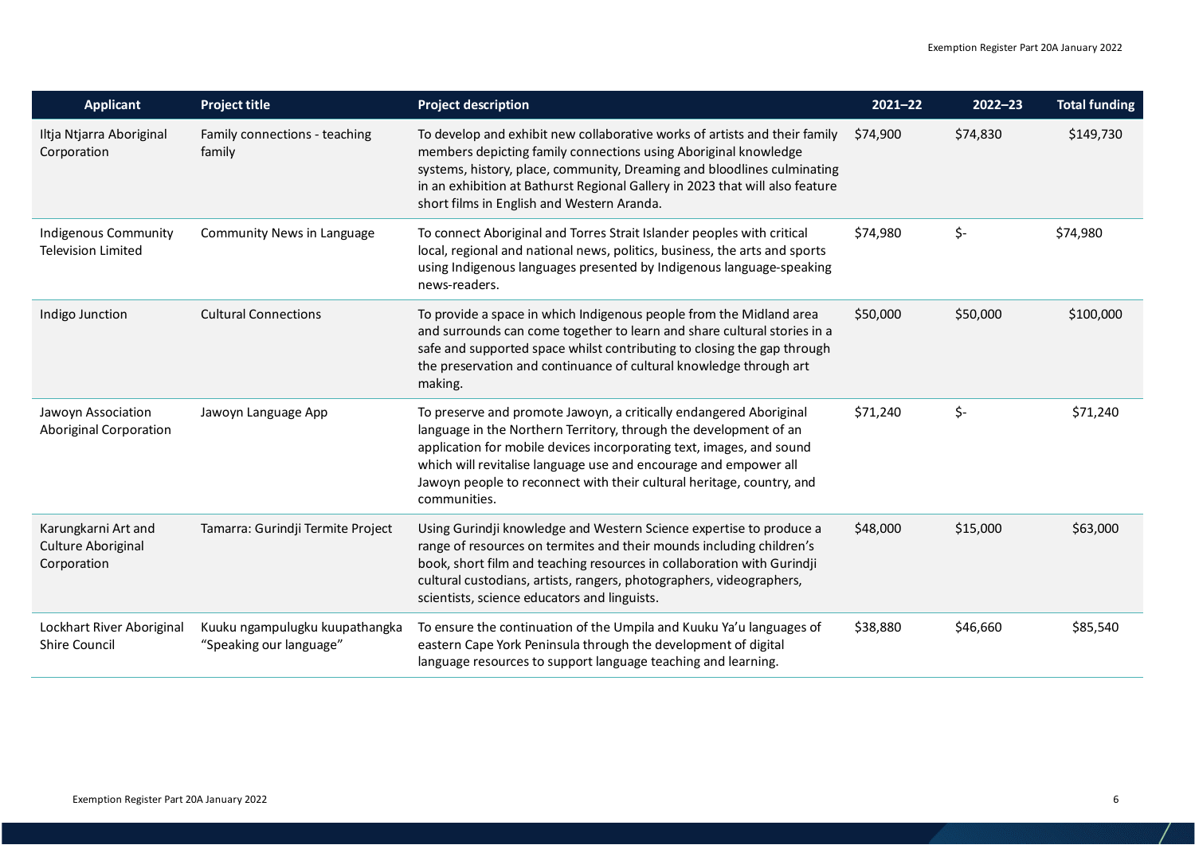| Applicant | Project title | Project description | 2021–22 | 2022–23 | Total funding |
|---|---|---|---|---|---|
| Iltja Ntjarra Aboriginal Corporation | Family connections - teaching family | To develop and exhibit new collaborative works of artists and their family members depicting family connections using Aboriginal knowledge systems, history, place, community, Dreaming and bloodlines culminating in an exhibition at Bathurst Regional Gallery in 2023 that will also feature short films in English and Western Aranda. | $74,900 | $74,830 | $149,730 |
| Indigenous Community Television Limited | Community News in Language | To connect Aboriginal and Torres Strait Islander peoples with critical local, regional and national news, politics, business, the arts and sports using Indigenous languages presented by Indigenous language-speaking news-readers. | $74,980 | $- | $74,980 |
| Indigo Junction | Cultural Connections | To provide a space in which Indigenous people from the Midland area and surrounds can come together to learn and share cultural stories in a safe and supported space whilst contributing to closing the gap through the preservation and continuance of cultural knowledge through art making. | $50,000 | $50,000 | $100,000 |
| Jawoyn Association Aboriginal Corporation | Jawoyn Language App | To preserve and promote Jawoyn, a critically endangered Aboriginal language in the Northern Territory, through the development of an application for mobile devices incorporating text, images, and sound which will revitalise language use and encourage and empower all Jawoyn people to reconnect with their cultural heritage, country, and communities. | $71,240 | $- | $71,240 |
| Karungkarni Art and Culture Aboriginal Corporation | Tamarra: Gurindji Termite Project | Using Gurindji knowledge and Western Science expertise to produce a range of resources on termites and their mounds including children's book, short film and teaching resources in collaboration with Gurindji cultural custodians, artists, rangers, photographers, videographers, scientists, science educators and linguists. | $48,000 | $15,000 | $63,000 |
| Lockhart River Aboriginal Shire Council | Kuuku ngampulugku kuupathangka "Speaking our language" | To ensure the continuation of the Umpila and Kuuku Ya'u languages of eastern Cape York Peninsula through the development of digital language resources to support language teaching and learning. | $38,880 | $46,660 | $85,540 |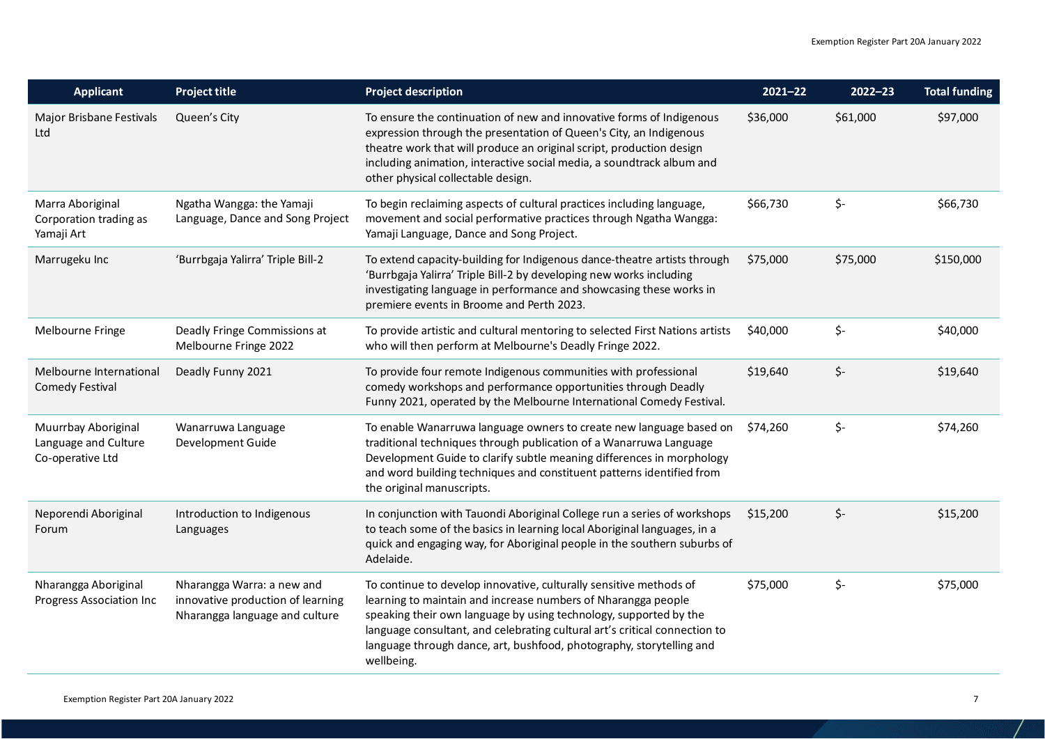| Applicant | Project title | Project description | 2021–22 | 2022–23 | Total funding |
|---|---|---|---|---|---|
| Major Brisbane Festivals Ltd | Queen's City | To ensure the continuation of new and innovative forms of Indigenous expression through the presentation of Queen's City, an Indigenous theatre work that will produce an original script, production design including animation, interactive social media, a soundtrack album and other physical collectable design. | $36,000 | $61,000 | $97,000 |
| Marra Aboriginal Corporation trading as Yamaji Art | Ngatha Wangga: the Yamaji Language, Dance and Song Project | To begin reclaiming aspects of cultural practices including language, movement and social performative practices through Ngatha Wangga: Yamaji Language, Dance and Song Project. | $66,730 | $- | $66,730 |
| Marrugeku Inc | 'Burrbgaja Yalirra' Triple Bill-2 | To extend capacity-building for Indigenous dance-theatre artists through 'Burrbgaja Yalirra' Triple Bill-2 by developing new works including investigating language in performance and showcasing these works in premiere events in Broome and Perth 2023. | $75,000 | $75,000 | $150,000 |
| Melbourne Fringe | Deadly Fringe Commissions at Melbourne Fringe 2022 | To provide artistic and cultural mentoring to selected First Nations artists who will then perform at Melbourne's Deadly Fringe 2022. | $40,000 | $- | $40,000 |
| Melbourne International Comedy Festival | Deadly Funny 2021 | To provide four remote Indigenous communities with professional comedy workshops and performance opportunities through Deadly Funny 2021, operated by the Melbourne International Comedy Festival. | $19,640 | $- | $19,640 |
| Muurrbay Aboriginal Language and Culture Co-operative Ltd | Wanarruwa Language Development Guide | To enable Wanarruwa language owners to create new language based on traditional techniques through publication of a Wanarruwa Language Development Guide to clarify subtle meaning differences in morphology and word building techniques and constituent patterns identified from the original manuscripts. | $74,260 | $- | $74,260 |
| Neporendi Aboriginal Forum | Introduction to Indigenous Languages | In conjunction with Tauondi Aboriginal College run a series of workshops to teach some of the basics in learning local Aboriginal languages, in a quick and engaging way, for Aboriginal people in the southern suburbs of Adelaide. | $15,200 | $- | $15,200 |
| Nharangga Aboriginal Progress Association Inc | Nharangga Warra: a new and innovative production of learning Nharangga language and culture | To continue to develop innovative, culturally sensitive methods of learning to maintain and increase numbers of Nharangga people speaking their own language by using technology, supported by the language consultant, and celebrating cultural art's critical connection to language through dance, art, bushfood, photography, storytelling and wellbeing. | $75,000 | $- | $75,000 |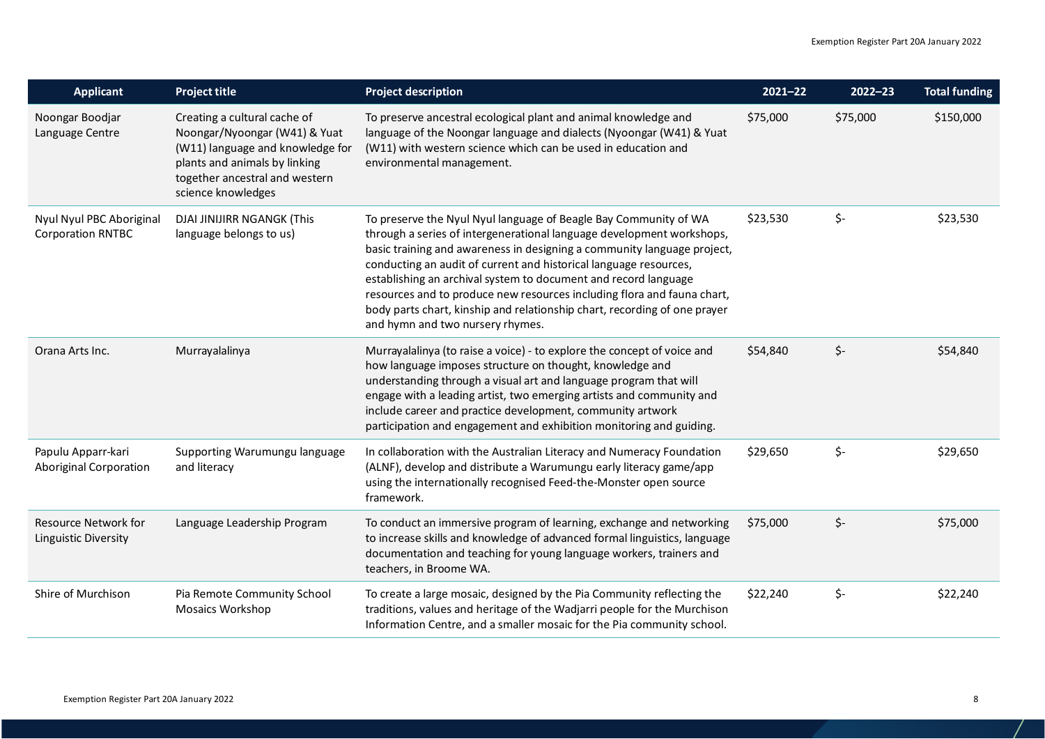| Applicant | Project title | Project description | 2021–22 | 2022–23 | Total funding |
|---|---|---|---|---|---|
| Noongar Boodjar Language Centre | Creating a cultural cache of Noongar/Nyoongar (W41) & Yuat (W11) language and knowledge for plants and animals by linking together ancestral and western science knowledges | To preserve ancestral ecological plant and animal knowledge and language of the Noongar language and dialects (Nyoongar (W41) & Yuat (W11) with western science which can be used in education and environmental management. | $75,000 | $75,000 | $150,000 |
| Nyul Nyul PBC Aboriginal Corporation RNTBC | DJAI JINIJIRR NGANGK (This language belongs to us) | To preserve the Nyul Nyul language of Beagle Bay Community of WA through a series of intergenerational language development workshops, basic training and awareness in designing a community language project, conducting an audit of current and historical language resources, establishing an archival system to document and record language resources and to produce new resources including flora and fauna chart, body parts chart, kinship and relationship chart, recording of one prayer and hymn and two nursery rhymes. | $23,530 | $- | $23,530 |
| Orana Arts Inc. | Murrayalalinya | Murrayalalinya (to raise a voice) - to explore the concept of voice and how language imposes structure on thought, knowledge and understanding through a visual art and language program that will engage with a leading artist, two emerging artists and community and include career and practice development, community artwork participation and engagement and exhibition monitoring and guiding. | $54,840 | $- | $54,840 |
| Papulu Apparr-kari Aboriginal Corporation | Supporting Warumungu language and literacy | In collaboration with the Australian Literacy and Numeracy Foundation (ALNF), develop and distribute a Warumungu early literacy game/app using the internationally recognised Feed-the-Monster open source framework. | $29,650 | $- | $29,650 |
| Resource Network for Linguistic Diversity | Language Leadership Program | To conduct an immersive program of learning, exchange and networking to increase skills and knowledge of advanced formal linguistics, language documentation and teaching for young language workers, trainers and teachers, in Broome WA. | $75,000 | $- | $75,000 |
| Shire of Murchison | Pia Remote Community School Mosaics Workshop | To create a large mosaic, designed by the Pia Community reflecting the traditions, values and heritage of the Wadjarri people for the Murchison Information Centre, and a smaller mosaic for the Pia community school. | $22,240 | $- | $22,240 |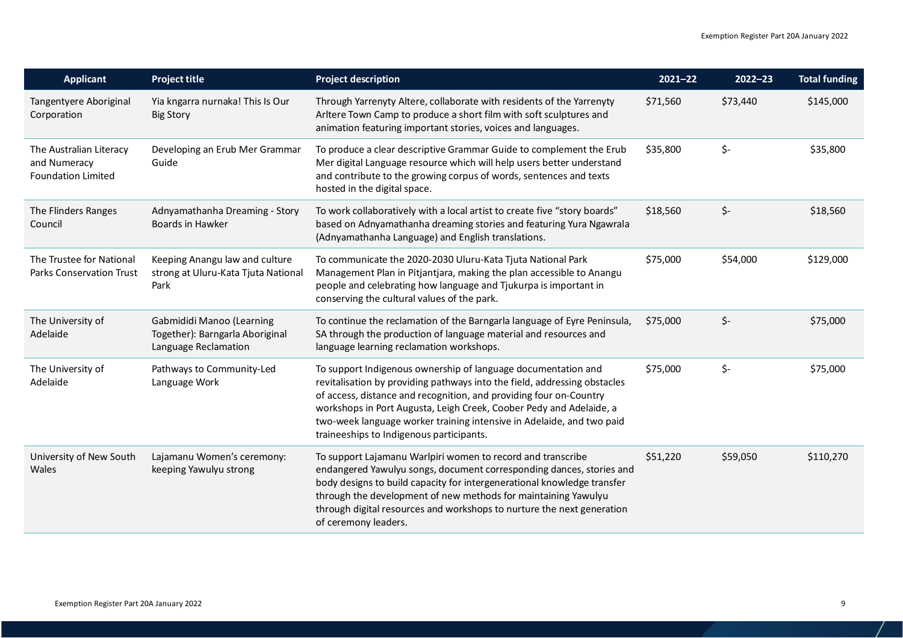| Applicant | Project title | Project description | 2021–22 | 2022–23 | Total funding |
|---|---|---|---|---|---|
| Tangentyere Aboriginal Corporation | Yia kngarra nurnaka! This Is Our Big Story | Through Yarrenyty Altere, collaborate with residents of the Yarrenyty Arltere Town Camp to produce a short film with soft sculptures and animation featuring important stories, voices and languages. | $71,560 | $73,440 | $145,000 |
| The Australian Literacy and Numeracy Foundation Limited | Developing an Erub Mer Grammar Guide | To produce a clear descriptive Grammar Guide to complement the Erub Mer digital Language resource which will help users better understand and contribute to the growing corpus of words, sentences and texts hosted in the digital space. | $35,800 | $- | $35,800 |
| The Flinders Ranges Council | Adnyamathanha Dreaming - Story Boards in Hawker | To work collaboratively with a local artist to create five "story boards" based on Adnyamathanha dreaming stories and featuring Yura Ngawrala (Adnyamathanha Language) and English translations. | $18,560 | $- | $18,560 |
| The Trustee for National Parks Conservation Trust | Keeping Anangu law and culture strong at Uluru-Kata Tjuta National Park | To communicate the 2020-2030 Uluru-Kata Tjuta National Park Management Plan in Pitjantjara, making the plan accessible to Anangu people and celebrating how language and Tjukurpa is important in conserving the cultural values of the park. | $75,000 | $54,000 | $129,000 |
| The University of Adelaide | Gabmididi Manoo (Learning Together): Barngarla Aboriginal Language Reclamation | To continue the reclamation of the Barngarla language of Eyre Peninsula, SA through the production of language material and resources and language learning reclamation workshops. | $75,000 | $- | $75,000 |
| The University of Adelaide | Pathways to Community-Led Language Work | To support Indigenous ownership of language documentation and revitalisation by providing pathways into the field, addressing obstacles of access, distance and recognition, and providing four on-Country workshops in Port Augusta, Leigh Creek, Coober Pedy and Adelaide, a two-week language worker training intensive in Adelaide, and two paid traineeships to Indigenous participants. | $75,000 | $- | $75,000 |
| University of New South Wales | Lajamanu Women's ceremony: keeping Yawulyu strong | To support Lajamanu Warlpiri women to record and transcribe endangered Yawulyu songs, document corresponding dances, stories and body designs to build capacity for intergenerational knowledge transfer through the development of new methods for maintaining Yawulyu through digital resources and workshops to nurture the next generation of ceremony leaders. | $51,220 | $59,050 | $110,270 |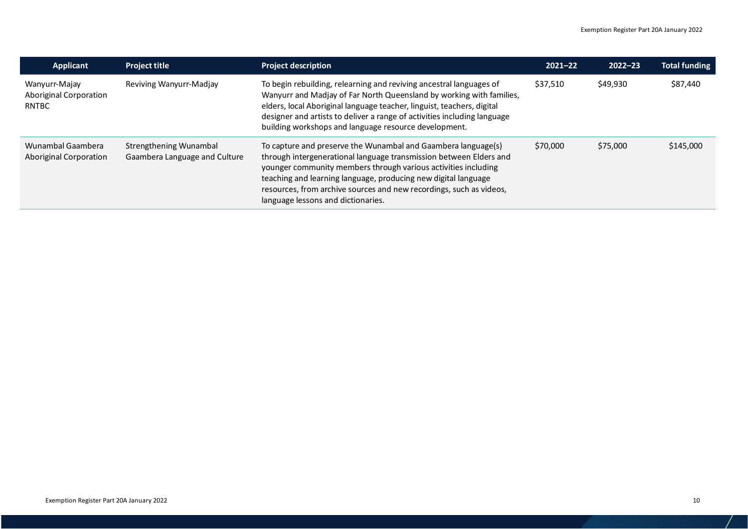| Applicant | Project title | Project description | 2021–22 | 2022–23 | Total funding |
|---|---|---|---|---|---|
| Wanyurr-Majay Aboriginal Corporation RNTBC | Reviving Wanyurr-Madjay | To begin rebuilding, relearning and reviving ancestral languages of Wanyurr and Madjay of Far North Queensland by working with families, elders, local Aboriginal language teacher, linguist, teachers, digital designer and artists to deliver a range of activities including language building workshops and language resource development. | $37,510 | $49,930 | $87,440 |
| Wunambal Gaambera Aboriginal Corporation | Strengthening Wunambal Gaambera Language and Culture | To capture and preserve the Wunambal and Gaambera language(s) through intergenerational language transmission between Elders and younger community members through various activities including teaching and learning language, producing new digital language resources, from archive sources and new recordings, such as videos, language lessons and dictionaries. | $70,000 | $75,000 | $145,000 |